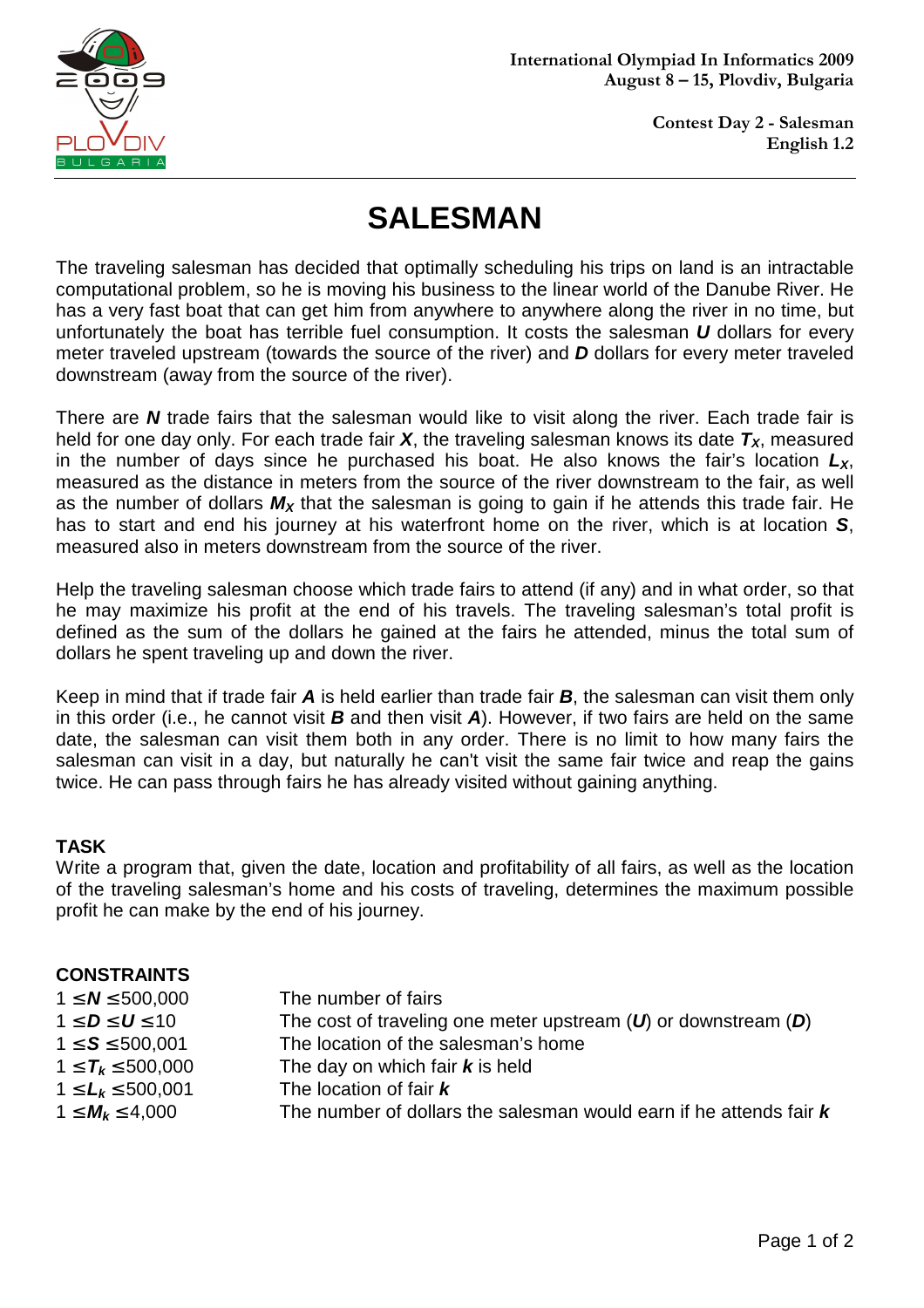# SALESMAN

The traveling salesman has decided that optimally scheduling his trips on land is an intractable computational problem, so he is moving his business to the linear world of the Danube River. He has a very fast boat that can get him from anywhere to anywhere along the river in no time, but unfortunately the boat has terrible fuel consumption. It costs the salesman $U$ dollars for every meter traveled upstream (towards the source of the river) and $D$ dollars for every meter traveled downstream (away from the source of the river).

There are $N$ trade fairs that the salesman would like to visit along the river. Each trade fair is held for one day only. For each trade fair $X$, the traveling salesman knows its date $T_X$, measured in the number of days since he purchased his boat. He also knows the fair's location $L_X$, measured as the distance in meters from the source of the river downstream to the fair, as well as the number of dollars $M_X$ that the salesman is going to gain if he attends this trade fair. He has to start and end his journey at his waterfront home on the river, which is at location $S$, measured also in meters downstream from the source of the river.

Help the traveling salesman choose which trade fairs to attend (if any) and in what order, so that he may maximize his profit at the end of his travels. The traveling salesman's total profit is defined as the sum of the dollars he gained at the fairs he attended, minus the total sum of dollars he spent traveling up and down the river.

Keep in mind that if trade fair $A$ is held earlier than trade fair $B$, the salesman can visit them only in this order (i.e., he cannot visit $B$ and then visit $A$). However, if two fairs are held on the same date, the salesman can visit them both in any order. There is no limit to how many fairs the salesman can visit in a day, but naturally he can't visit the same fair twice and reap the gains twice. He can pass through fairs he has already visited without gaining anything.

## TASK

Write a program that, given the date, location and profitability of all fairs, as well as the location of the traveling salesman's home and his costs of traveling, determines the maximum possible profit he can make by the end of his journey.

## CONSTRAINTS

| | |
|---|---|
| $1 \le N \le 500{,}000$ | The number of fairs |
| $1 \le D \le U \le 10$ | The cost of traveling one meter upstream ($U$) or downstream ($D$) |
| $1 \le S \le 500{,}001$ | The location of the salesman's home |
| $1 \le T_k \le 500{,}000$ | The day on which fair $k$ is held |
| $1 \le L_k \le 500{,}001$ | The location of fair $k$ |
| $1 \le M_k \le 4{,}000$ | The number of dollars the salesman would earn if he attends fair $k$ |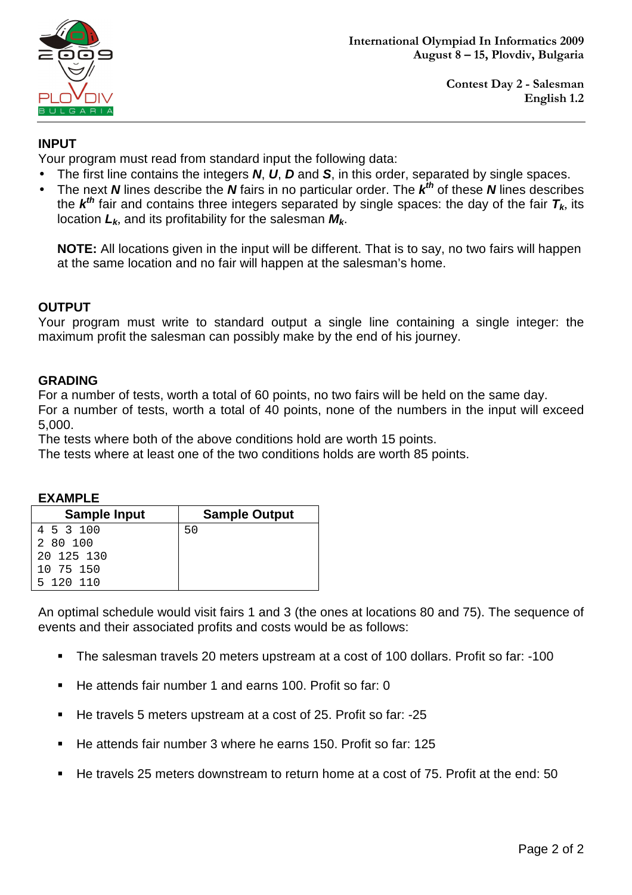## INPUT

Your program must read from standard input the following data:

- The first line contains the integers ***N***, ***U***, ***D*** and ***S***, in this order, separated by single spaces.
- The next ***N*** lines describe the ***N*** fairs in no particular order. The $k^{th}$ of these ***N*** lines describes the $k^{th}$ fair and contains three integers separated by single spaces: the day of the fair $T_k$, its location $L_k$, and its profitability for the salesman $M_k$.

  **NOTE:** All locations given in the input will be different. That is to say, no two fairs will happen at the same location and no fair will happen at the salesman's home.

## OUTPUT

Your program must write to standard output a single line containing a single integer: the maximum profit the salesman can possibly make by the end of his journey.

## GRADING

For a number of tests, worth a total of 60 points, no two fairs will be held on the same day.
For a number of tests, worth a total of 40 points, none of the numbers in the input will exceed 5,000.
The tests where both of the above conditions hold are worth 15 points.
The tests where at least one of the two conditions holds are worth 85 points.

## EXAMPLE

| Sample Input | Sample Output |
|---|---|
| 4 5 3 100<br>2 80 100<br>20 125 130<br>10 75 150<br>5 120 110 | 50 |

An optimal schedule would visit fairs 1 and 3 (the ones at locations 80 and 75). The sequence of events and their associated profits and costs would be as follows:

- The salesman travels 20 meters upstream at a cost of 100 dollars. Profit so far: -100
- He attends fair number 1 and earns 100. Profit so far: 0
- He travels 5 meters upstream at a cost of 25. Profit so far: -25
- He attends fair number 3 where he earns 150. Profit so far: 125
- He travels 25 meters downstream to return home at a cost of 75. Profit at the end: 50